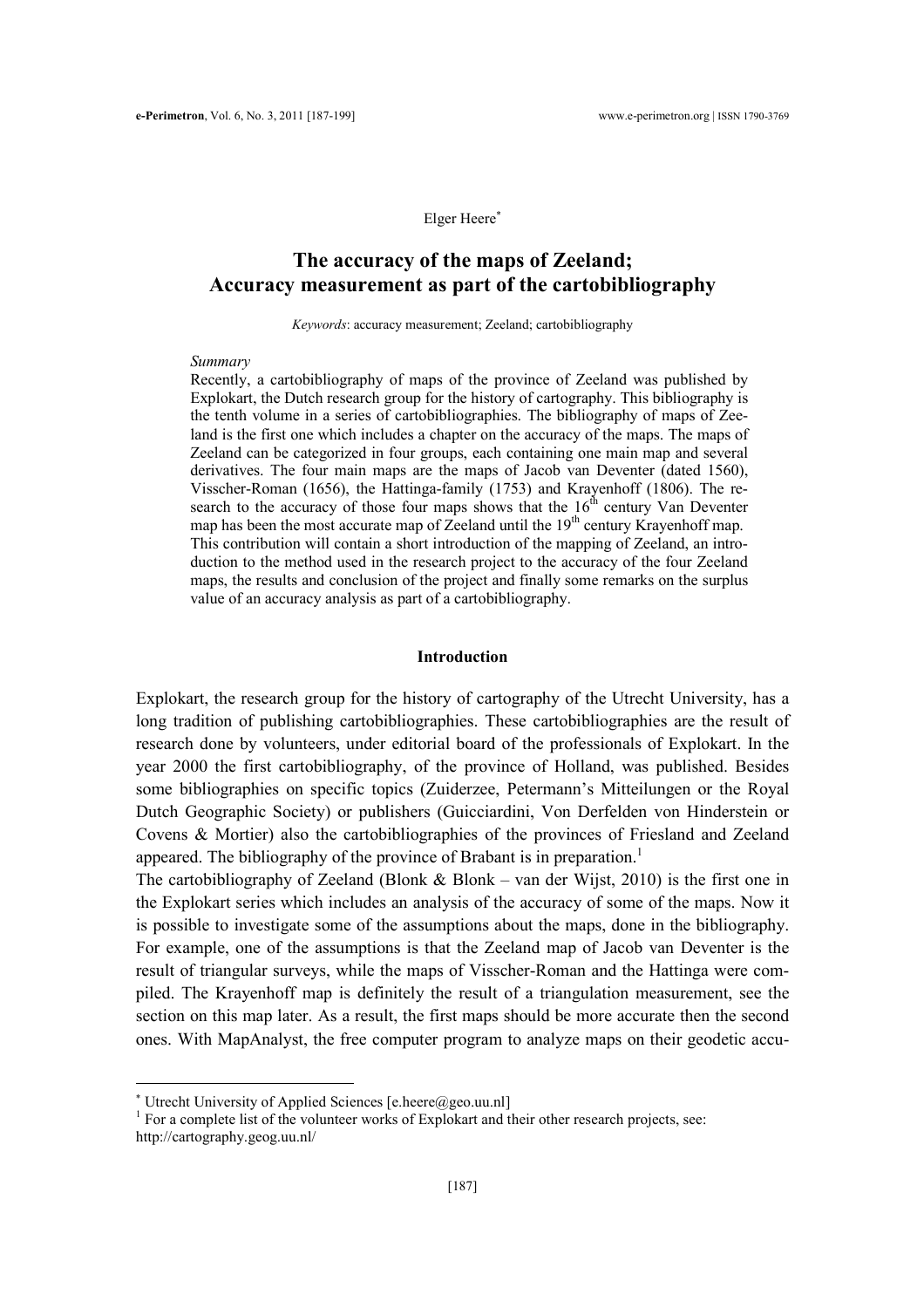Elger Heere[*]

# The accuracy of the maps of Zeeland; Accuracy measurement as part of the cartobibliography

*Keywords*: accuracy measurement; Zeeland; cartobibliography

*Summary*

Recently, a cartobibliography of maps of the province of Zeeland was published by Explokart, the Dutch research group for the history of cartography. This bibliography is the tenth volume in a series of cartobibliographies. The bibliography of maps of Zeeland is the first one which includes a chapter on the accuracy of the maps. The maps of Zeeland can be categorized in four groups, each containing one main map and several derivatives. The four main maps are the maps of Jacob van Deventer (dated 1560), Visscher-Roman (1656), the Hattinga-family (1753) and Krayenhoff (1806). The research to the accuracy of those four maps shows that the 16th century Van Deventer map has been the most accurate map of Zeeland until the 19th century Krayenhoff map. This contribution will contain a short introduction of the mapping of Zeeland, an introduction to the method used in the research project to the accuracy of the four Zeeland maps, the results and conclusion of the project and finally some remarks on the surplus value of an accuracy analysis as part of a cartobibliography.

## Introduction

Explokart, the research group for the history of cartography of the Utrecht University, has a long tradition of publishing cartobibliographies. These cartobibliographies are the result of research done by volunteers, under editorial board of the professionals of Explokart. In the year 2000 the first cartobibliography, of the province of Holland, was published. Besides some bibliographies on specific topics (Zuiderzee, Petermann's Mitteilungen or the Royal Dutch Geographic Society) or publishers (Guicciardini, Von Derfelden von Hinderstein or Covens & Mortier) also the cartobibliographies of the provinces of Friesland and Zeeland appeared. The bibliography of the province of Brabant is in preparation.[1]

The cartobibliography of Zeeland (Blonk & Blonk – van der Wijst, 2010) is the first one in the Explokart series which includes an analysis of the accuracy of some of the maps. Now it is possible to investigate some of the assumptions about the maps, done in the bibliography. For example, one of the assumptions is that the Zeeland map of Jacob van Deventer is the result of triangular surveys, while the maps of Visscher-Roman and the Hattinga were compiled. The Krayenhoff map is definitely the result of a triangulation measurement, see the section on this map later. As a result, the first maps should be more accurate then the second ones. With MapAnalyst, the free computer program to analyze maps on their geodetic accu-

---

[*] Utrecht University of Applied Sciences [e.heere@geo.uu.nl]

[1] For a complete list of the volunteer works of Explokart and their other research projects, see: http://cartography.geog.uu.nl/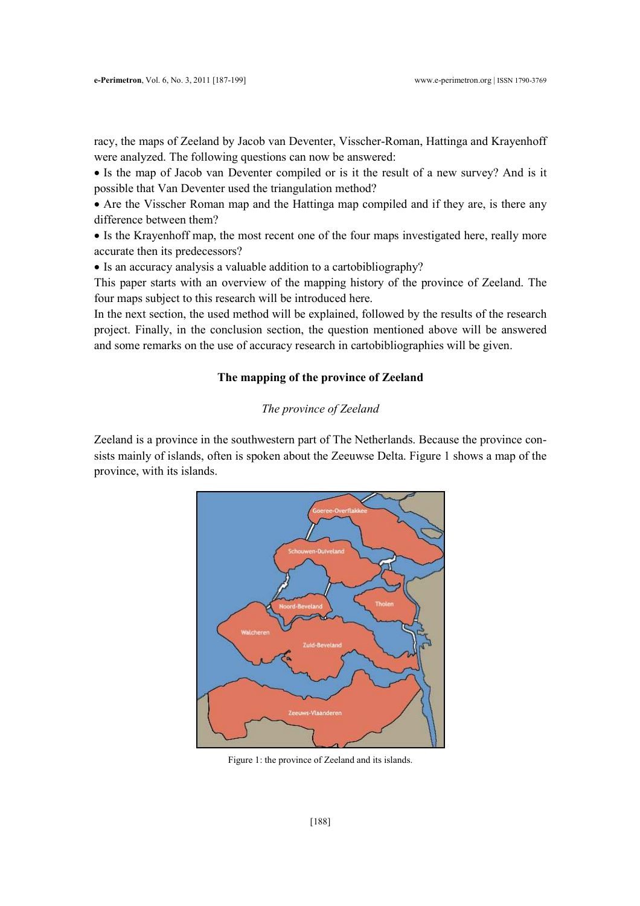racy, the maps of Zeeland by Jacob van Deventer, Visscher-Roman, Hattinga and Krayenhoff were analyzed. The following questions can now be answered:

- Is the map of Jacob van Deventer compiled or is it the result of a new survey? And is it possible that Van Deventer used the triangulation method?
- Are the Visscher Roman map and the Hattinga map compiled and if they are, is there any difference between them?
- Is the Krayenhoff map, the most recent one of the four maps investigated here, really more accurate then its predecessors?
- Is an accuracy analysis a valuable addition to a cartobibliography?

This paper starts with an overview of the mapping history of the province of Zeeland. The four maps subject to this research will be introduced here.

In the next section, the used method will be explained, followed by the results of the research project. Finally, in the conclusion section, the question mentioned above will be answered and some remarks on the use of accuracy research in cartobibliographies will be given.

## The mapping of the province of Zeeland

### *The province of Zeeland*

Zeeland is a province in the southwestern part of The Netherlands. Because the province consists mainly of islands, often is spoken about the Zeeuwse Delta. Figure 1 shows a map of the province, with its islands.

Figure 1: the province of Zeeland and its islands.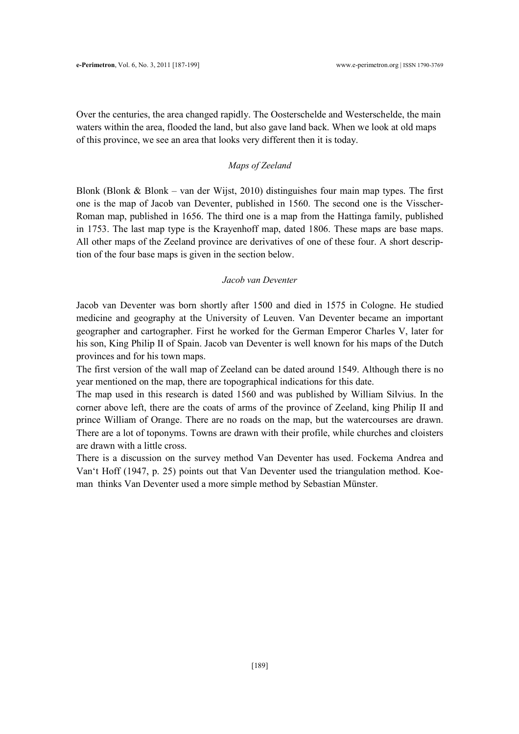Over the centuries, the area changed rapidly. The Oosterschelde and Westerschelde, the main waters within the area, flooded the land, but also gave land back. When we look at old maps of this province, we see an area that looks very different then it is today.

### *Maps of Zeeland*

Blonk (Blonk & Blonk – van der Wijst, 2010) distinguishes four main map types. The first one is the map of Jacob van Deventer, published in 1560. The second one is the Visscher-Roman map, published in 1656. The third one is a map from the Hattinga family, published in 1753. The last map type is the Krayenhoff map, dated 1806. These maps are base maps. All other maps of the Zeeland province are derivatives of one of these four. A short description of the four base maps is given in the section below.

### *Jacob van Deventer*

Jacob van Deventer was born shortly after 1500 and died in 1575 in Cologne. He studied medicine and geography at the University of Leuven. Van Deventer became an important geographer and cartographer. First he worked for the German Emperor Charles V, later for his son, King Philip II of Spain. Jacob van Deventer is well known for his maps of the Dutch provinces and for his town maps.

The first version of the wall map of Zeeland can be dated around 1549. Although there is no year mentioned on the map, there are topographical indications for this date.

The map used in this research is dated 1560 and was published by William Silvius. In the corner above left, there are the coats of arms of the province of Zeeland, king Philip II and prince William of Orange. There are no roads on the map, but the watercourses are drawn. There are a lot of toponyms. Towns are drawn with their profile, while churches and cloisters are drawn with a little cross.

There is a discussion on the survey method Van Deventer has used. Fockema Andrea and Van‘t Hoff (1947, p. 25) points out that Van Deventer used the triangulation method. Koeman thinks Van Deventer used a more simple method by Sebastian Münster.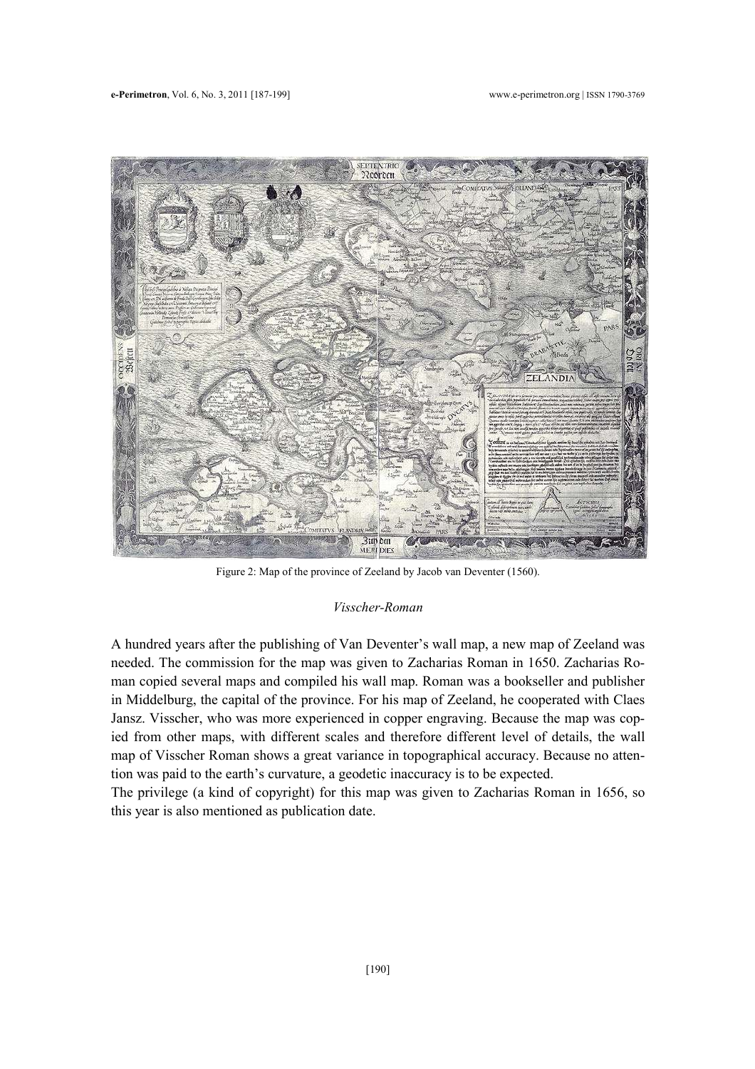Figure 2: Map of the province of Zeeland by Jacob van Deventer (1560).

*Visscher-Roman*

A hundred years after the publishing of Van Deventer's wall map, a new map of Zeeland was needed. The commission for the map was given to Zacharias Roman in 1650. Zacharias Roman copied several maps and compiled his wall map. Roman was a bookseller and publisher in Middelburg, the capital of the province. For his map of Zeeland, he cooperated with Claes Jansz. Visscher, who was more experienced in copper engraving. Because the map was copied from other maps, with different scales and therefore different level of details, the wall map of Visscher Roman shows a great variance in topographical accuracy. Because no attention was paid to the earth's curvature, a geodetic inaccuracy is to be expected.

The privilege (a kind of copyright) for this map was given to Zacharias Roman in 1656, so this year is also mentioned as publication date.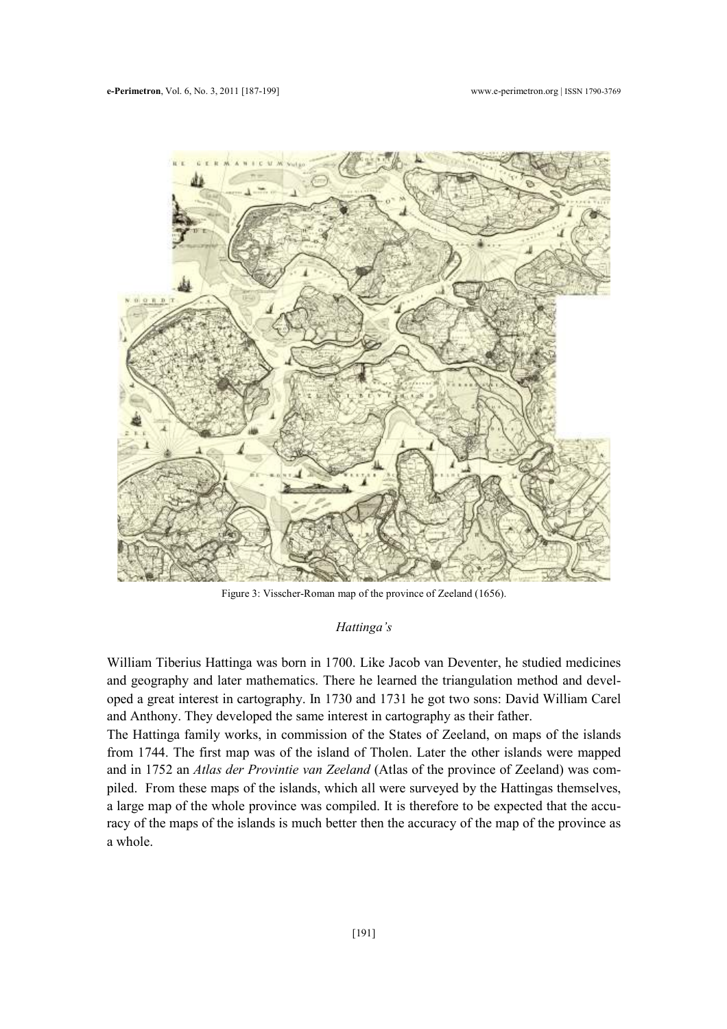Figure 3: Visscher-Roman map of the province of Zeeland (1656).

### *Hattinga's*

William Tiberius Hattinga was born in 1700. Like Jacob van Deventer, he studied medicines and geography and later mathematics. There he learned the triangulation method and developed a great interest in cartography. In 1730 and 1731 he got two sons: David William Carel and Anthony. They developed the same interest in cartography as their father.

The Hattinga family works, in commission of the States of Zeeland, on maps of the islands from 1744. The first map was of the island of Tholen. Later the other islands were mapped and in 1752 an *Atlas der Provintie van Zeeland* (Atlas of the province of Zeeland) was compiled. From these maps of the islands, which all were surveyed by the Hattingas themselves, a large map of the whole province was compiled. It is therefore to be expected that the accuracy of the maps of the islands is much better then the accuracy of the map of the province as a whole.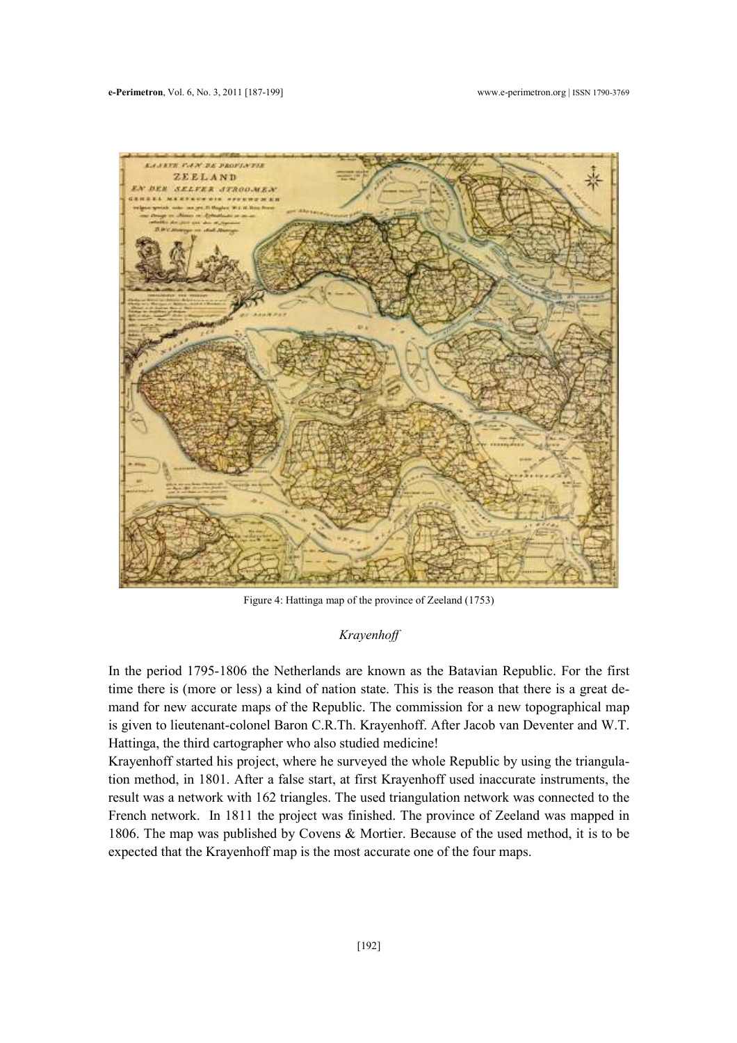Figure 4: Hattinga map of the province of Zeeland (1753)

### *Krayenhoff*

In the period 1795-1806 the Netherlands are known as the Batavian Republic. For the first time there is (more or less) a kind of nation state. This is the reason that there is a great demand for new accurate maps of the Republic. The commission for a new topographical map is given to lieutenant-colonel Baron C.R.Th. Krayenhoff. After Jacob van Deventer and W.T. Hattinga, the third cartographer who also studied medicine!

Krayenhoff started his project, where he surveyed the whole Republic by using the triangulation method, in 1801. After a false start, at first Krayenhoff used inaccurate instruments, the result was a network with 162 triangles. The used triangulation network was connected to the French network. In 1811 the project was finished. The province of Zeeland was mapped in 1806. The map was published by Covens & Mortier. Because of the used method, it is to be expected that the Krayenhoff map is the most accurate one of the four maps.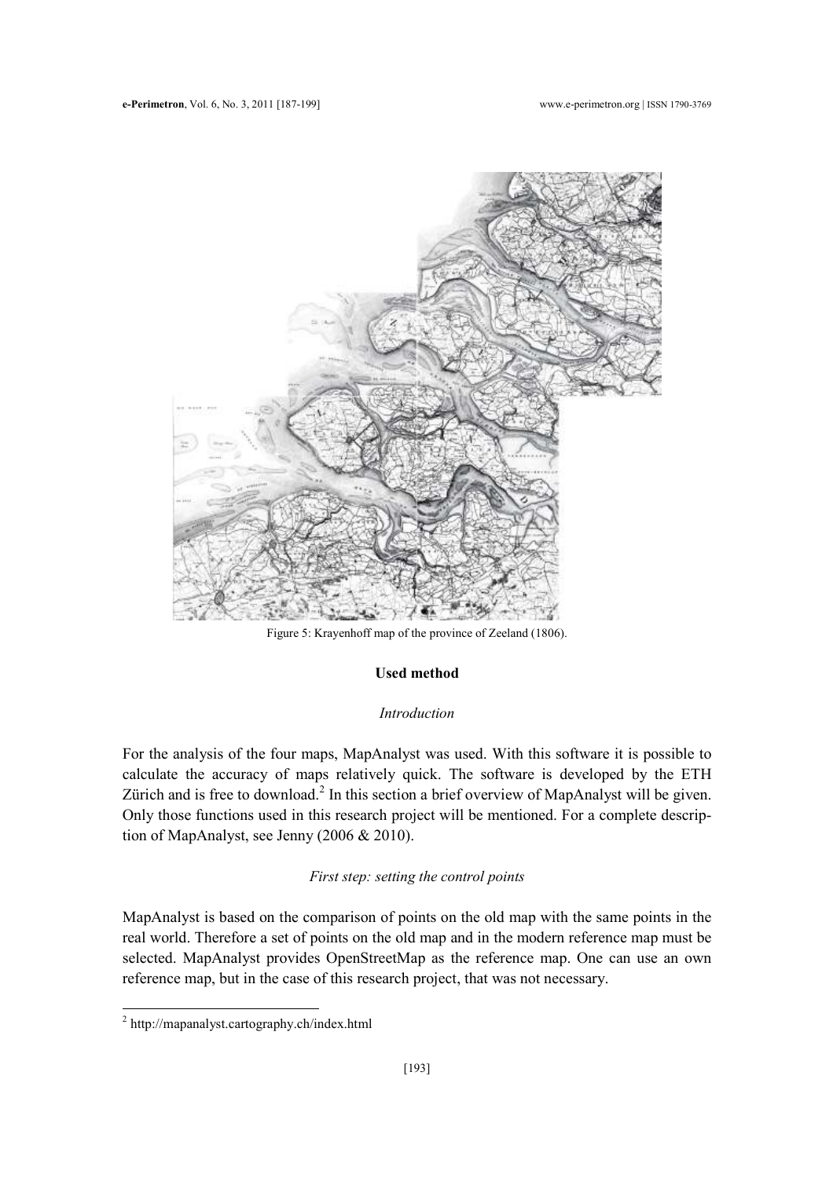Figure 5: Krayenhoff map of the province of Zeeland (1806).

## Used method

### *Introduction*

For the analysis of the four maps, MapAnalyst was used. With this software it is possible to calculate the accuracy of maps relatively quick. The software is developed by the ETH Zürich and is free to download.[2] In this section a brief overview of MapAnalyst will be given. Only those functions used in this research project will be mentioned. For a complete description of MapAnalyst, see Jenny (2006 & 2010).

### *First step: setting the control points*

MapAnalyst is based on the comparison of points on the old map with the same points in the real world. Therefore a set of points on the old map and in the modern reference map must be selected. MapAnalyst provides OpenStreetMap as the reference map. One can use an own reference map, but in the case of this research project, that was not necessary.

[2] http://mapanalyst.cartography.ch/index.html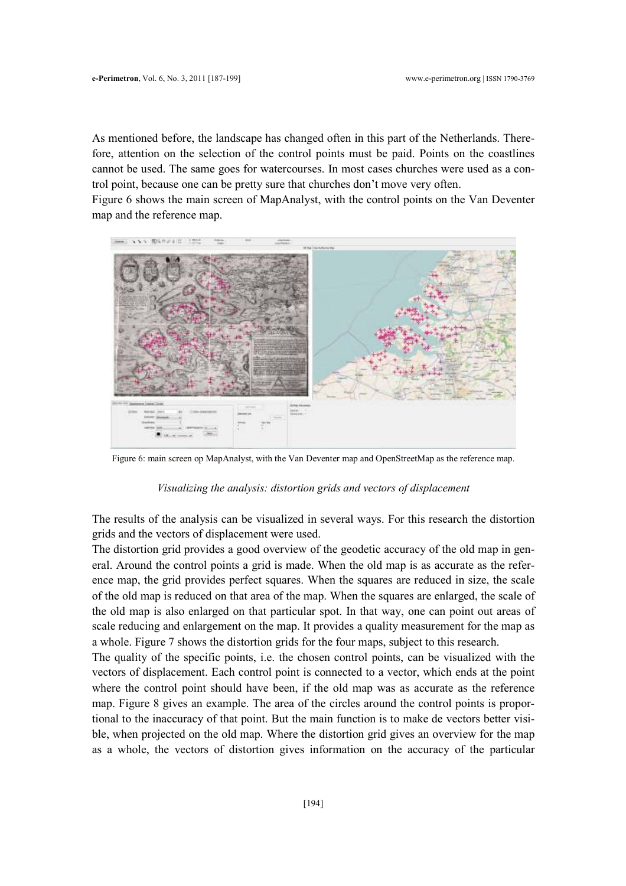As mentioned before, the landscape has changed often in this part of the Netherlands. Therefore, attention on the selection of the control points must be paid. Points on the coastlines cannot be used. The same goes for watercourses. In most cases churches were used as a control point, because one can be pretty sure that churches don't move very often.

Figure 6 shows the main screen of MapAnalyst, with the control points on the Van Deventer map and the reference map.

Figure 6: main screen op MapAnalyst, with the Van Deventer map and OpenStreetMap as the reference map.

*Visualizing the analysis: distortion grids and vectors of displacement*

The results of the analysis can be visualized in several ways. For this research the distortion grids and the vectors of displacement were used.

The distortion grid provides a good overview of the geodetic accuracy of the old map in general. Around the control points a grid is made. When the old map is as accurate as the reference map, the grid provides perfect squares. When the squares are reduced in size, the scale of the old map is reduced on that area of the map. When the squares are enlarged, the scale of the old map is also enlarged on that particular spot. In that way, one can point out areas of scale reducing and enlargement on the map. It provides a quality measurement for the map as a whole. Figure 7 shows the distortion grids for the four maps, subject to this research.

The quality of the specific points, i.e. the chosen control points, can be visualized with the vectors of displacement. Each control point is connected to a vector, which ends at the point where the control point should have been, if the old map was as accurate as the reference map. Figure 8 gives an example. The area of the circles around the control points is proportional to the inaccuracy of that point. But the main function is to make de vectors better visible, when projected on the old map. Where the distortion grid gives an overview for the map as a whole, the vectors of distortion gives information on the accuracy of the particular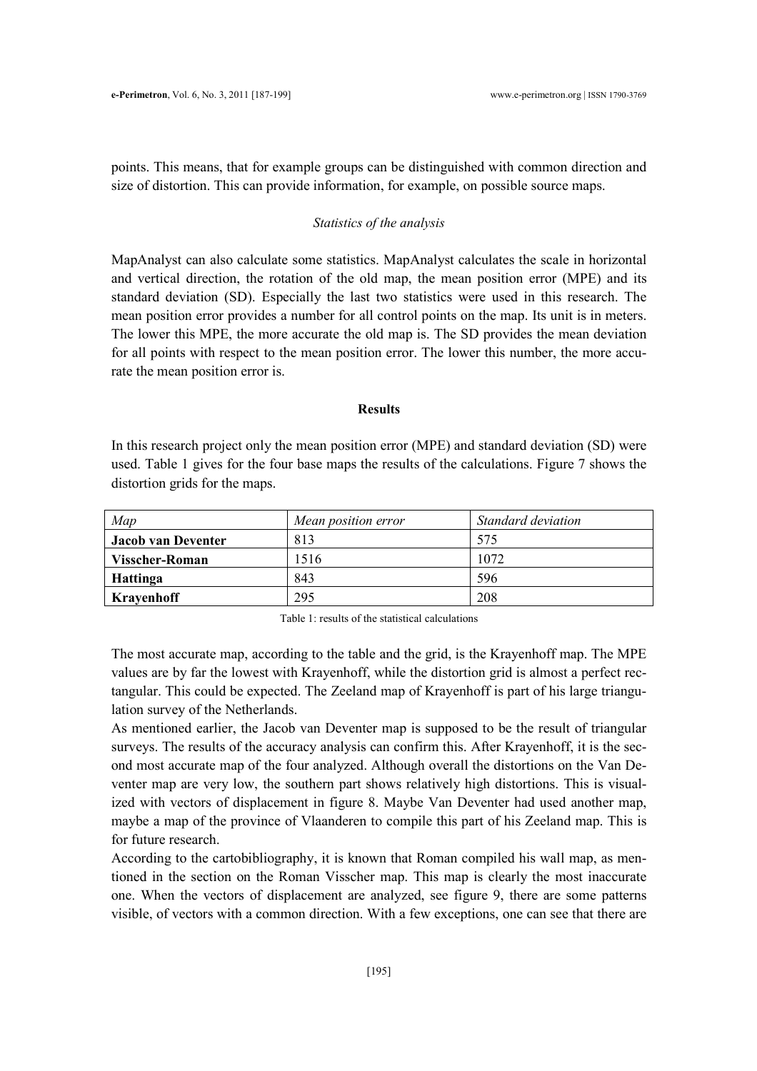points. This means, that for example groups can be distinguished with common direction and size of distortion. This can provide information, for example, on possible source maps.

*Statistics of the analysis*

MapAnalyst can also calculate some statistics. MapAnalyst calculates the scale in horizontal and vertical direction, the rotation of the old map, the mean position error (MPE) and its standard deviation (SD). Especially the last two statistics were used in this research. The mean position error provides a number for all control points on the map. Its unit is in meters. The lower this MPE, the more accurate the old map is. The SD provides the mean deviation for all points with respect to the mean position error. The lower this number, the more accurate the mean position error is.

## Results

In this research project only the mean position error (MPE) and standard deviation (SD) were used. Table 1 gives for the four base maps the results of the calculations. Figure 7 shows the distortion grids for the maps.

| *Map* | *Mean position error* | *Standard deviation* |
|---|---|---|
| **Jacob van Deventer** | 813 | 575 |
| **Visscher-Roman** | 1516 | 1072 |
| **Hattinga** | 843 | 596 |
| **Krayenhoff** | 295 | 208 |

Table 1: results of the statistical calculations

The most accurate map, according to the table and the grid, is the Krayenhoff map. The MPE values are by far the lowest with Krayenhoff, while the distortion grid is almost a perfect rectangular. This could be expected. The Zeeland map of Krayenhoff is part of his large triangulation survey of the Netherlands.

As mentioned earlier, the Jacob van Deventer map is supposed to be the result of triangular surveys. The results of the accuracy analysis can confirm this. After Krayenhoff, it is the second most accurate map of the four analyzed. Although overall the distortions on the Van Deventer map are very low, the southern part shows relatively high distortions. This is visualized with vectors of displacement in figure 8. Maybe Van Deventer had used another map, maybe a map of the province of Vlaanderen to compile this part of his Zeeland map. This is for future research.

According to the cartobibliography, it is known that Roman compiled his wall map, as mentioned in the section on the Roman Visscher map. This map is clearly the most inaccurate one. When the vectors of displacement are analyzed, see figure 9, there are some patterns visible, of vectors with a common direction. With a few exceptions, one can see that there are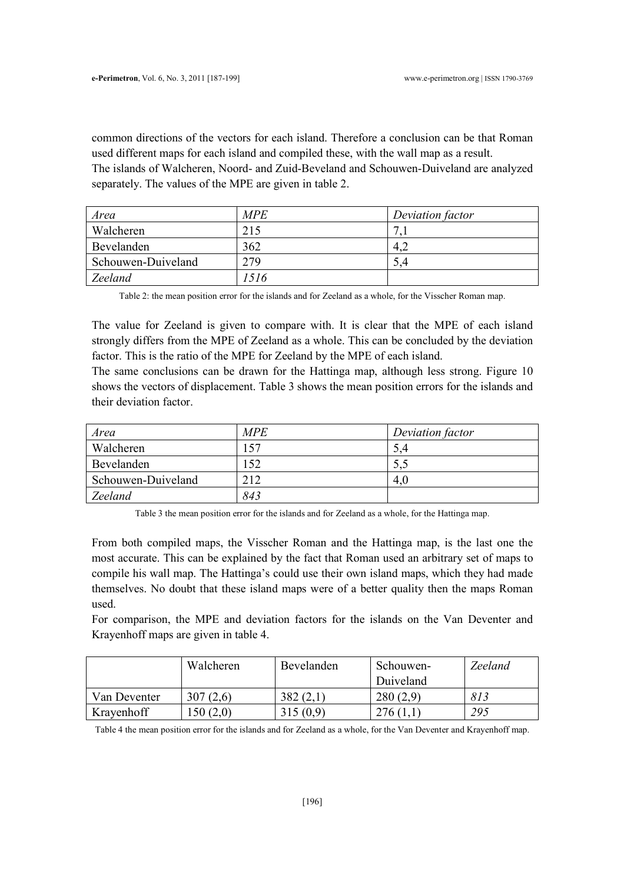common directions of the vectors for each island. Therefore a conclusion can be that Roman used different maps for each island and compiled these, with the wall map as a result.
The islands of Walcheren, Noord- and Zuid-Beveland and Schouwen-Duiveland are analyzed separately. The values of the MPE are given in table 2.

| *Area* | *MPE* | *Deviation factor* |
|---|---|---|
| Walcheren | 215 | 7,1 |
| Bevelanden | 362 | 4,2 |
| Schouwen-Duiveland | 279 | 5,4 |
| *Zeeland* | *1516* | |

Table 2: the mean position error for the islands and for Zeeland as a whole, for the Visscher Roman map.

The value for Zeeland is given to compare with. It is clear that the MPE of each island strongly differs from the MPE of Zeeland as a whole. This can be concluded by the deviation factor. This is the ratio of the MPE for Zeeland by the MPE of each island.
The same conclusions can be drawn for the Hattinga map, although less strong. Figure 10 shows the vectors of displacement. Table 3 shows the mean position errors for the islands and their deviation factor.

| *Area* | *MPE* | *Deviation factor* |
|---|---|---|
| Walcheren | 157 | 5,4 |
| Bevelanden | 152 | 5,5 |
| Schouwen-Duiveland | 212 | 4,0 |
| *Zeeland* | *843* | |

Table 3 the mean position error for the islands and for Zeeland as a whole, for the Hattinga map.

From both compiled maps, the Visscher Roman and the Hattinga map, is the last one the most accurate. This can be explained by the fact that Roman used an arbitrary set of maps to compile his wall map. The Hattinga's could use their own island maps, which they had made themselves. No doubt that these island maps were of a better quality then the maps Roman used.
For comparison, the MPE and deviation factors for the islands on the Van Deventer and Krayenhoff maps are given in table 4.

| | Walcheren | Bevelanden | Schouwen-Duiveland | *Zeeland* |
|---|---|---|---|---|
| Van Deventer | 307 (2,6) | 382 (2,1) | 280 (2,9) | *813* |
| Krayenhoff | 150 (2,0) | 315 (0,9) | 276 (1,1) | *295* |

Table 4 the mean position error for the islands and for Zeeland as a whole, for the Van Deventer and Krayenhoff map.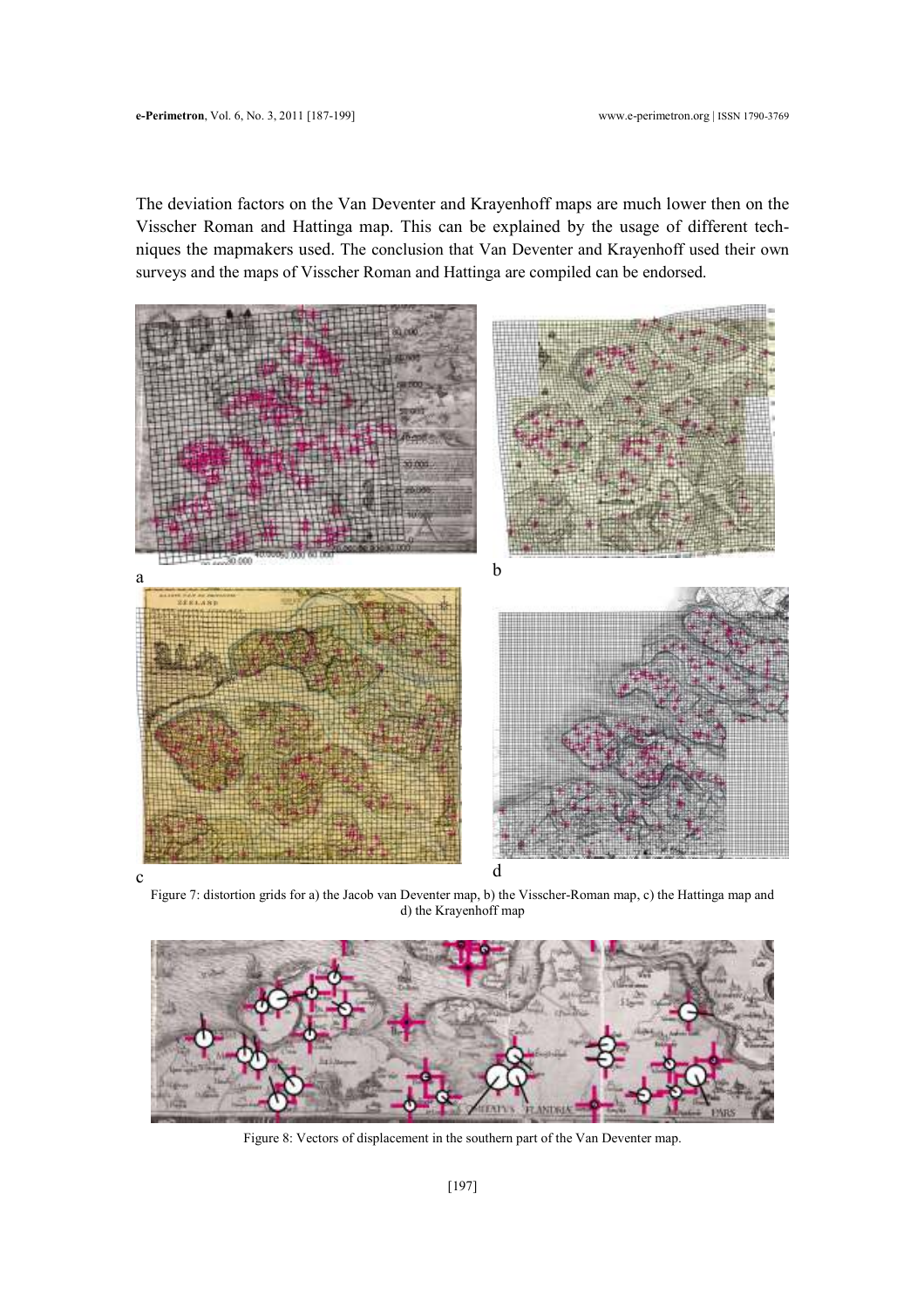The deviation factors on the Van Deventer and Krayenhoff maps are much lower then on the Visscher Roman and Hattinga map. This can be explained by the usage of different techniques the mapmakers used. The conclusion that Van Deventer and Krayenhoff used their own surveys and the maps of Visscher Roman and Hattinga are compiled can be endorsed.

Figure 7: distortion grids for a) the Jacob van Deventer map, b) the Visscher-Roman map, c) the Hattinga map and d) the Krayenhoff map

Figure 8: Vectors of displacement in the southern part of the Van Deventer map.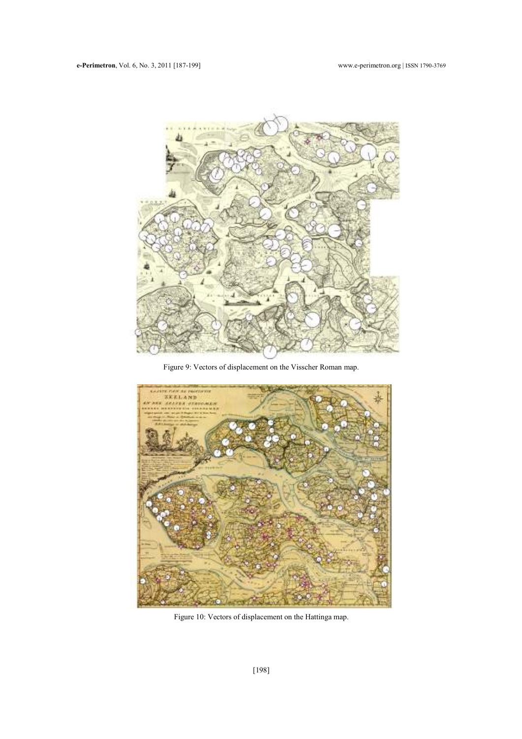Figure 9: Vectors of displacement on the Visscher Roman map.

Figure 10: Vectors of displacement on the Hattinga map.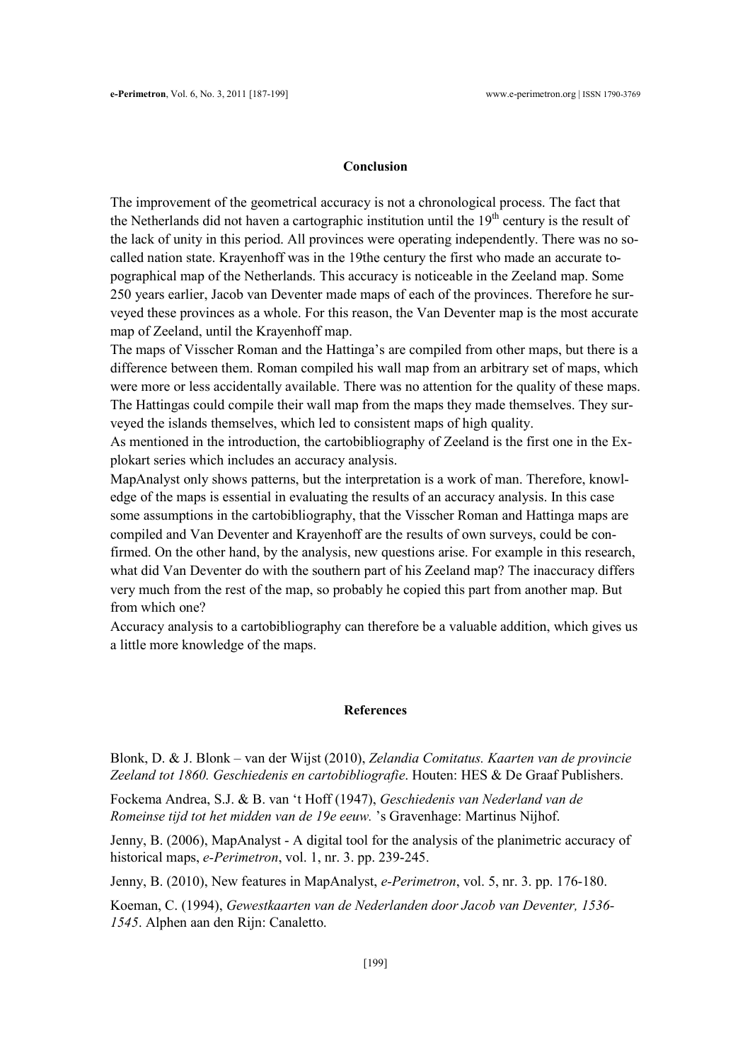## Conclusion

The improvement of the geometrical accuracy is not a chronological process. The fact that the Netherlands did not haven a cartographic institution until the 19th century is the result of the lack of unity in this period. All provinces were operating independently. There was no so-called nation state. Krayenhoff was in the 19the century the first who made an accurate topographical map of the Netherlands. This accuracy is noticeable in the Zeeland map. Some 250 years earlier, Jacob van Deventer made maps of each of the provinces. Therefore he surveyed these provinces as a whole. For this reason, the Van Deventer map is the most accurate map of Zeeland, until the Krayenhoff map.

The maps of Visscher Roman and the Hattinga's are compiled from other maps, but there is a difference between them. Roman compiled his wall map from an arbitrary set of maps, which were more or less accidentally available. There was no attention for the quality of these maps. The Hattingas could compile their wall map from the maps they made themselves. They surveyed the islands themselves, which led to consistent maps of high quality.

As mentioned in the introduction, the cartobibliography of Zeeland is the first one in the Explokart series which includes an accuracy analysis.

MapAnalyst only shows patterns, but the interpretation is a work of man. Therefore, knowledge of the maps is essential in evaluating the results of an accuracy analysis. In this case some assumptions in the cartobibliography, that the Visscher Roman and Hattinga maps are compiled and Van Deventer and Krayenhoff are the results of own surveys, could be confirmed. On the other hand, by the analysis, new questions arise. For example in this research, what did Van Deventer do with the southern part of his Zeeland map? The inaccuracy differs very much from the rest of the map, so probably he copied this part from another map. But from which one?

Accuracy analysis to a cartobibliography can therefore be a valuable addition, which gives us a little more knowledge of the maps.

## References

Blonk, D. & J. Blonk – van der Wijst (2010), *Zelandia Comitatus. Kaarten van de provincie Zeeland tot 1860. Geschiedenis en cartobibliografie*. Houten: HES & De Graaf Publishers.

Fockema Andrea, S.J. & B. van 't Hoff (1947), *Geschiedenis van Nederland van de Romeinse tijd tot het midden van de 19e eeuw.* 's Gravenhage: Martinus Nijhof.

Jenny, B. (2006), MapAnalyst - A digital tool for the analysis of the planimetric accuracy of historical maps, *e-Perimetron*, vol. 1, nr. 3. pp. 239-245.

Jenny, B. (2010), New features in MapAnalyst, *e-Perimetron*, vol. 5, nr. 3. pp. 176-180.

Koeman, C. (1994), *Gewestkaarten van de Nederlanden door Jacob van Deventer, 1536-1545*. Alphen aan den Rijn: Canaletto.